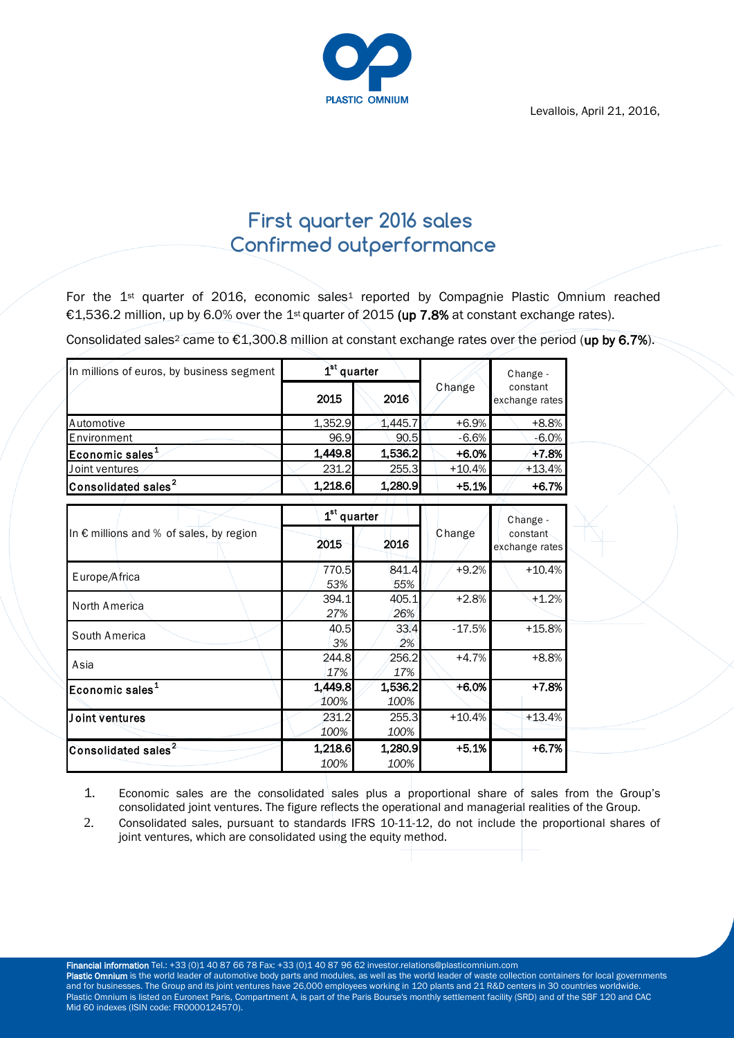PLASTIC OMNIUM

Levallois, April 21, 2016,

# First quarter 2016 sales
# Confirmed outperformance

For the 1st quarter of 2016, economic sales[1] reported by Compagnie Plastic Omnium reached €1,536.2 million, up by 6.0% over the 1st quarter of 2015 **(up 7.8%** at constant exchange rates).

Consolidated sales[2] came to €1,300.8 million at constant exchange rates over the period (**up by 6.7%**).

| In millions of euros, by business segment | 1st quarter | | Change | Change - constant exchange rates |
|---|---|---|---|---|
| | 2015 | 2016 | | |
| Automotive | 1,352.9 | 1,445.7 | +6.9% | +8.8% |
| Environment | 96.9 | 90.5 | -6.6% | -6.0% |
| **Economic sales[1]** | **1,449.8** | **1,536.2** | **+6.0%** | **+7.8%** |
| Joint ventures | 231.2 | 255.3 | +10.4% | +13.4% |
| **Consolidated sales[2]** | **1,218.6** | **1,280.9** | **+5.1%** | **+6.7%** |

| In € millions and % of sales, by region | 1st quarter | | Change | Change - constant exchange rates |
|---|---|---|---|---|
| | 2015 | 2016 | | |
| Europe/Africa | 770.5<br>*53%* | 841.4<br>*55%* | +9.2% | +10.4% |
| North America | 394.1<br>*27%* | 405.1<br>*26%* | +2.8% | +1.2% |
| South America | 40.5<br>*3%* | 33.4<br>*2%* | -17.5% | +15.8% |
| Asia | 244.8<br>*17%* | 256.2<br>*17%* | +4.7% | +8.8% |
| **Economic sales[1]** | **1,449.8**<br>*100%* | **1,536.2**<br>*100%* | **+6.0%** | **+7.8%** |
| **Joint ventures** | 231.2<br>*100%* | 255.3<br>*100%* | +10.4% | +13.4% |
| **Consolidated sales[2]** | **1,218.6**<br>*100%* | **1,280.9**<br>*100%* | **+5.1%** | **+6.7%** |

1. Economic sales are the consolidated sales plus a proportional share of sales from the Group's consolidated joint ventures. The figure reflects the operational and managerial realities of the Group.
2. Consolidated sales, pursuant to standards IFRS 10-11-12, do not include the proportional shares of joint ventures, which are consolidated using the equity method.

**Financial information** Tel.: +33 (0)1 40 87 66 78 Fax: +33 (0)1 40 87 96 62 investor.relations@plasticomnium.com
**Plastic Omnium** is the world leader of automotive body parts and modules, as well as the world leader of waste collection containers for local governments and for businesses. The Group and its joint ventures have 26,000 employees working in 120 plants and 21 R&D centers in 30 countries worldwide. Plastic Omnium is listed on Euronext Paris, Compartment A, is part of the Paris Bourse's monthly settlement facility (SRD) and of the SBF 120 and CAC Mid 60 indexes (ISIN code: FR0000124570).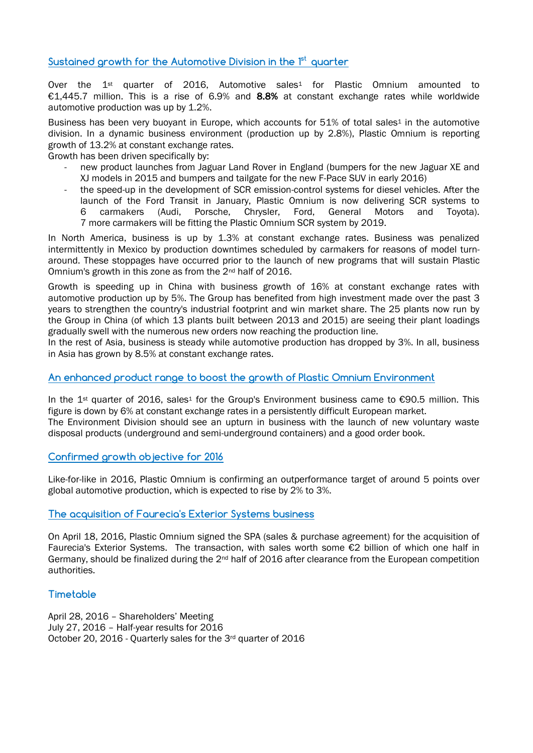## Sustained growth for the Automotive Division in the 1st quarter

Over the 1st quarter of 2016, Automotive sales[1] for Plastic Omnium amounted to €1,445.7 million. This is a rise of 6.9% and **8.8%** at constant exchange rates while worldwide automotive production was up by 1.2%.

Business has been very buoyant in Europe, which accounts for 51% of total sales[1] in the automotive division. In a dynamic business environment (production up by 2.8%), Plastic Omnium is reporting growth of 13.2% at constant exchange rates.

Growth has been driven specifically by:

- new product launches from Jaguar Land Rover in England (bumpers for the new Jaguar XE and XJ models in 2015 and bumpers and tailgate for the new F-Pace SUV in early 2016)
- the speed-up in the development of SCR emission-control systems for diesel vehicles. After the launch of the Ford Transit in January, Plastic Omnium is now delivering SCR systems to 6 carmakers (Audi, Porsche, Chrysler, Ford, General Motors and Toyota). 7 more carmakers will be fitting the Plastic Omnium SCR system by 2019.

In North America, business is up by 1.3% at constant exchange rates. Business was penalized intermittently in Mexico by production downtimes scheduled by carmakers for reasons of model turn-around. These stoppages have occurred prior to the launch of new programs that will sustain Plastic Omnium's growth in this zone as from the 2nd half of 2016.

Growth is speeding up in China with business growth of 16% at constant exchange rates with automotive production up by 5%. The Group has benefited from high investment made over the past 3 years to strengthen the country's industrial footprint and win market share. The 25 plants now run by the Group in China (of which 13 plants built between 2013 and 2015) are seeing their plant loadings gradually swell with the numerous new orders now reaching the production line.

In the rest of Asia, business is steady while automotive production has dropped by 3%. In all, business in Asia has grown by 8.5% at constant exchange rates.

## An enhanced product range to boost the growth of Plastic Omnium Environment

In the 1st quarter of 2016, sales[1] for the Group's Environment business came to €90.5 million. This figure is down by 6% at constant exchange rates in a persistently difficult European market.

The Environment Division should see an upturn in business with the launch of new voluntary waste disposal products (underground and semi-underground containers) and a good order book.

## Confirmed growth objective for 2016

Like-for-like in 2016, Plastic Omnium is confirming an outperformance target of around 5 points over global automotive production, which is expected to rise by 2% to 3%.

## The acquisition of Faurecia's Exterior Systems business

On April 18, 2016, Plastic Omnium signed the SPA (sales & purchase agreement) for the acquisition of Faurecia's Exterior Systems. The transaction, with sales worth some €2 billion of which one half in Germany, should be finalized during the 2nd half of 2016 after clearance from the European competition authorities.

## Timetable

April 28, 2016 – Shareholders' Meeting
July 27, 2016 – Half-year results for 2016
October 20, 2016 - Quarterly sales for the 3rd quarter of 2016